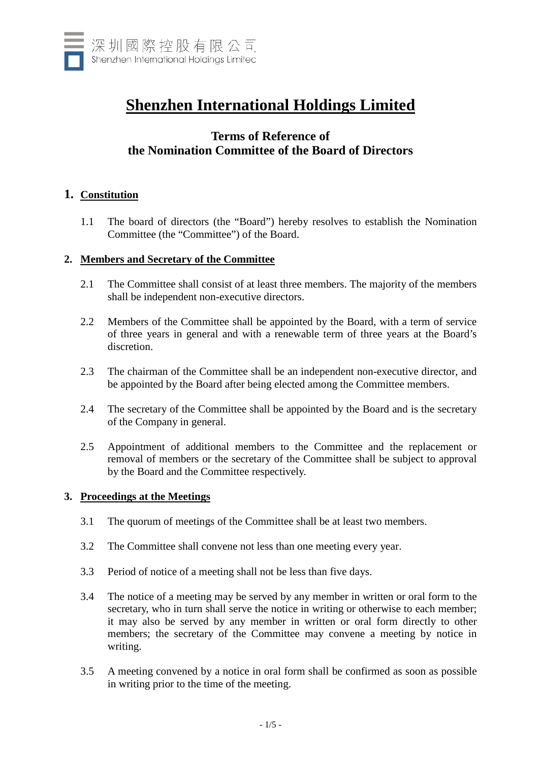# Shenzhen International Holdings Limited

## Terms of Reference of the Nomination Committee of the Board of Directors

### 1. Constitution

1.1 The board of directors (the "Board") hereby resolves to establish the Nomination Committee (the "Committee") of the Board.

### 2. Members and Secretary of the Committee

2.1 The Committee shall consist of at least three members. The majority of the members shall be independent non-executive directors.

2.2 Members of the Committee shall be appointed by the Board, with a term of service of three years in general and with a renewable term of three years at the Board's discretion.

2.3 The chairman of the Committee shall be an independent non-executive director, and be appointed by the Board after being elected among the Committee members.

2.4 The secretary of the Committee shall be appointed by the Board and is the secretary of the Company in general.

2.5 Appointment of additional members to the Committee and the replacement or removal of members or the secretary of the Committee shall be subject to approval by the Board and the Committee respectively.

### 3. Proceedings at the Meetings

3.1 The quorum of meetings of the Committee shall be at least two members.

3.2 The Committee shall convene not less than one meeting every year.

3.3 Period of notice of a meeting shall not be less than five days.

3.4 The notice of a meeting may be served by any member in written or oral form to the secretary, who in turn shall serve the notice in writing or otherwise to each member; it may also be served by any member in written or oral form directly to other members; the secretary of the Committee may convene a meeting by notice in writing.

3.5 A meeting convened by a notice in oral form shall be confirmed as soon as possible in writing prior to the time of the meeting.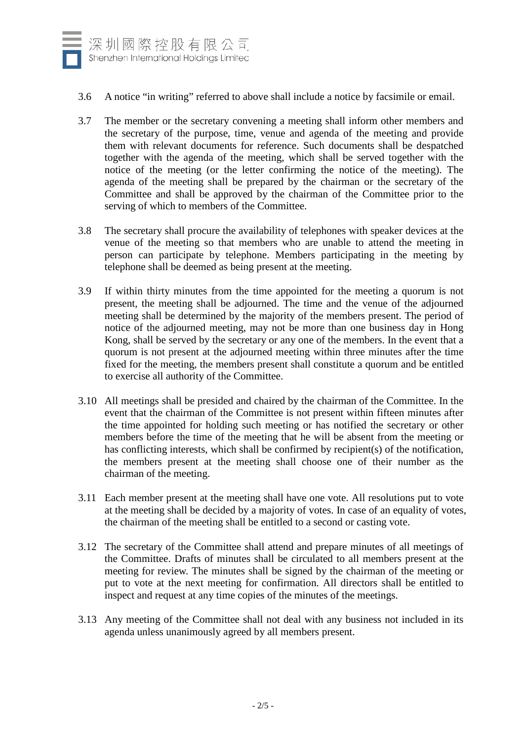3.6 A notice “in writing” referred to above shall include a notice by facsimile or email.

3.7 The member or the secretary convening a meeting shall inform other members and the secretary of the purpose, time, venue and agenda of the meeting and provide them with relevant documents for reference. Such documents shall be despatched together with the agenda of the meeting, which shall be served together with the notice of the meeting (or the letter confirming the notice of the meeting). The agenda of the meeting shall be prepared by the chairman or the secretary of the Committee and shall be approved by the chairman of the Committee prior to the serving of which to members of the Committee.

3.8 The secretary shall procure the availability of telephones with speaker devices at the venue of the meeting so that members who are unable to attend the meeting in person can participate by telephone. Members participating in the meeting by telephone shall be deemed as being present at the meeting.

3.9 If within thirty minutes from the time appointed for the meeting a quorum is not present, the meeting shall be adjourned. The time and the venue of the adjourned meeting shall be determined by the majority of the members present. The period of notice of the adjourned meeting, may not be more than one business day in Hong Kong, shall be served by the secretary or any one of the members. In the event that a quorum is not present at the adjourned meeting within three minutes after the time fixed for the meeting, the members present shall constitute a quorum and be entitled to exercise all authority of the Committee.

3.10 All meetings shall be presided and chaired by the chairman of the Committee. In the event that the chairman of the Committee is not present within fifteen minutes after the time appointed for holding such meeting or has notified the secretary or other members before the time of the meeting that he will be absent from the meeting or has conflicting interests, which shall be confirmed by recipient(s) of the notification, the members present at the meeting shall choose one of their number as the chairman of the meeting.

3.11 Each member present at the meeting shall have one vote. All resolutions put to vote at the meeting shall be decided by a majority of votes. In case of an equality of votes, the chairman of the meeting shall be entitled to a second or casting vote.

3.12 The secretary of the Committee shall attend and prepare minutes of all meetings of the Committee. Drafts of minutes shall be circulated to all members present at the meeting for review. The minutes shall be signed by the chairman of the meeting or put to vote at the next meeting for confirmation. All directors shall be entitled to inspect and request at any time copies of the minutes of the meetings.

3.13 Any meeting of the Committee shall not deal with any business not included in its agenda unless unanimously agreed by all members present.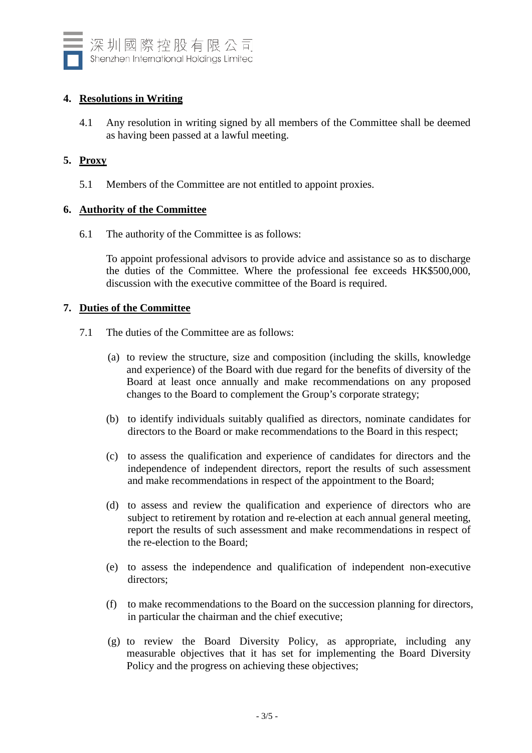## 4. Resolutions in Writing

4.1 Any resolution in writing signed by all members of the Committee shall be deemed as having been passed at a lawful meeting.

## 5. Proxy

5.1 Members of the Committee are not entitled to appoint proxies.

## 6. Authority of the Committee

6.1 The authority of the Committee is as follows:

To appoint professional advisors to provide advice and assistance so as to discharge the duties of the Committee. Where the professional fee exceeds HK$500,000, discussion with the executive committee of the Board is required.

## 7. Duties of the Committee

7.1 The duties of the Committee are as follows:

(a) to review the structure, size and composition (including the skills, knowledge and experience) of the Board with due regard for the benefits of diversity of the Board at least once annually and make recommendations on any proposed changes to the Board to complement the Group's corporate strategy;

(b) to identify individuals suitably qualified as directors, nominate candidates for directors to the Board or make recommendations to the Board in this respect;

(c) to assess the qualification and experience of candidates for directors and the independence of independent directors, report the results of such assessment and make recommendations in respect of the appointment to the Board;

(d) to assess and review the qualification and experience of directors who are subject to retirement by rotation and re-election at each annual general meeting, report the results of such assessment and make recommendations in respect of the re-election to the Board;

(e) to assess the independence and qualification of independent non-executive directors;

(f) to make recommendations to the Board on the succession planning for directors, in particular the chairman and the chief executive;

(g) to review the Board Diversity Policy, as appropriate, including any measurable objectives that it has set for implementing the Board Diversity Policy and the progress on achieving these objectives;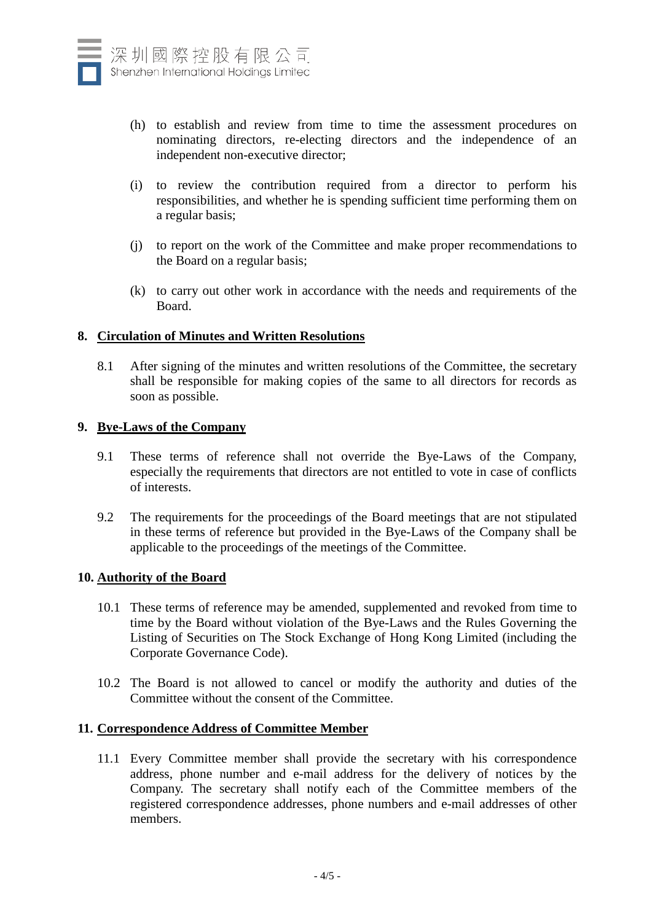(h) to establish and review from time to time the assessment procedures on nominating directors, re-electing directors and the independence of an independent non-executive director;

(i) to review the contribution required from a director to perform his responsibilities, and whether he is spending sufficient time performing them on a regular basis;

(j) to report on the work of the Committee and make proper recommendations to the Board on a regular basis;

(k) to carry out other work in accordance with the needs and requirements of the Board.

## 8. Circulation of Minutes and Written Resolutions

8.1 After signing of the minutes and written resolutions of the Committee, the secretary shall be responsible for making copies of the same to all directors for records as soon as possible.

## 9. Bye-Laws of the Company

9.1 These terms of reference shall not override the Bye-Laws of the Company, especially the requirements that directors are not entitled to vote in case of conflicts of interests.

9.2 The requirements for the proceedings of the Board meetings that are not stipulated in these terms of reference but provided in the Bye-Laws of the Company shall be applicable to the proceedings of the meetings of the Committee.

## 10. Authority of the Board

10.1 These terms of reference may be amended, supplemented and revoked from time to time by the Board without violation of the Bye-Laws and the Rules Governing the Listing of Securities on The Stock Exchange of Hong Kong Limited (including the Corporate Governance Code).

10.2 The Board is not allowed to cancel or modify the authority and duties of the Committee without the consent of the Committee.

## 11. Correspondence Address of Committee Member

11.1 Every Committee member shall provide the secretary with his correspondence address, phone number and e-mail address for the delivery of notices by the Company. The secretary shall notify each of the Committee members of the registered correspondence addresses, phone numbers and e-mail addresses of other members.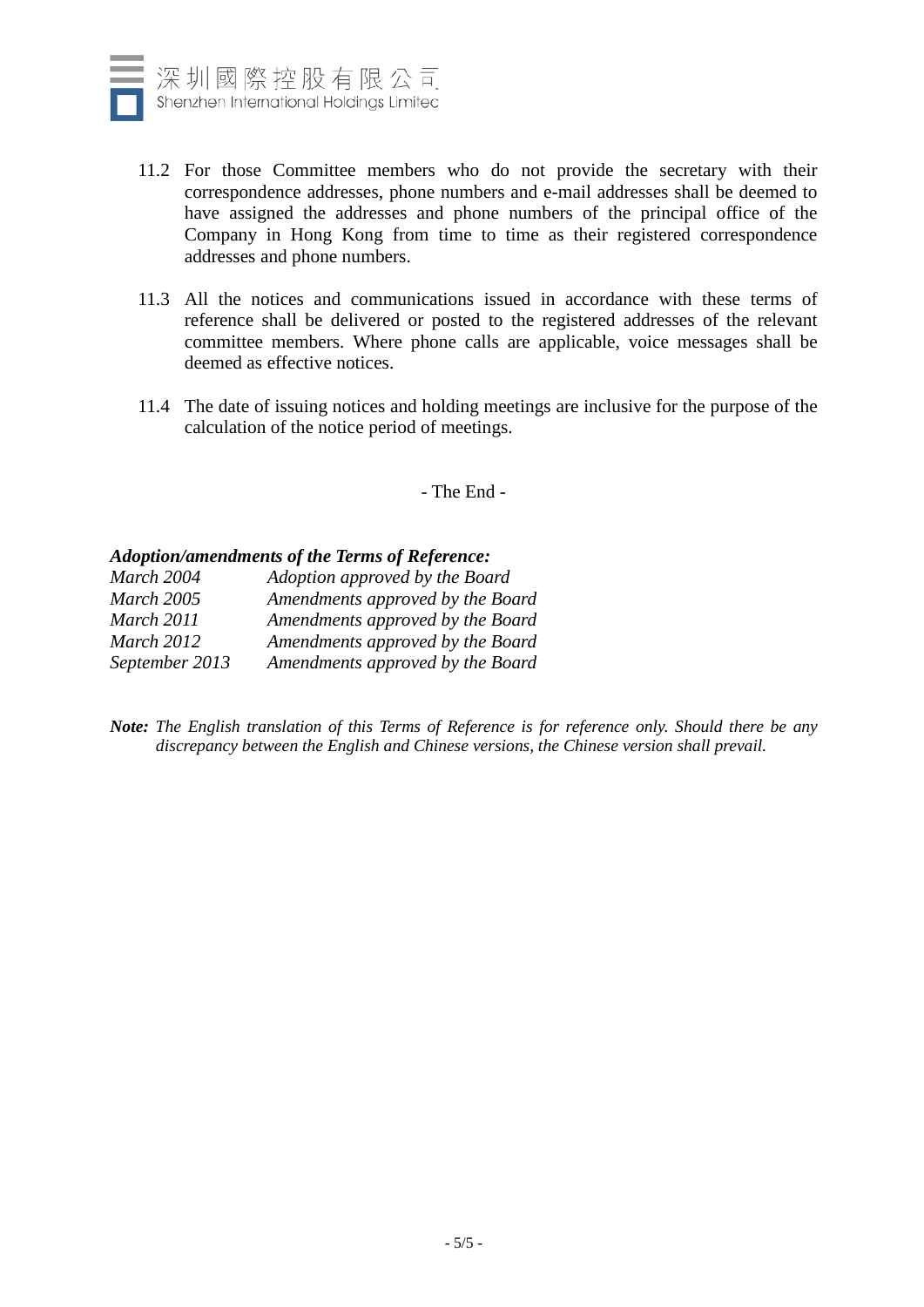11.2 For those Committee members who do not provide the secretary with their correspondence addresses, phone numbers and e-mail addresses shall be deemed to have assigned the addresses and phone numbers of the principal office of the Company in Hong Kong from time to time as their registered correspondence addresses and phone numbers.

11.3 All the notices and communications issued in accordance with these terms of reference shall be delivered or posted to the registered addresses of the relevant committee members. Where phone calls are applicable, voice messages shall be deemed as effective notices.

11.4 The date of issuing notices and holding meetings are inclusive for the purpose of the calculation of the notice period of meetings.

- The End -

***Adoption/amendments of the Terms of Reference:***

| | |
|---|---|
| *March 2004* | *Adoption approved by the Board* |
| *March 2005* | *Amendments approved by the Board* |
| *March 2011* | *Amendments approved by the Board* |
| *March 2012* | *Amendments approved by the Board* |
| *September 2013* | *Amendments approved by the Board* |

***Note:*** *The English translation of this Terms of Reference is for reference only. Should there be any discrepancy between the English and Chinese versions, the Chinese version shall prevail.*